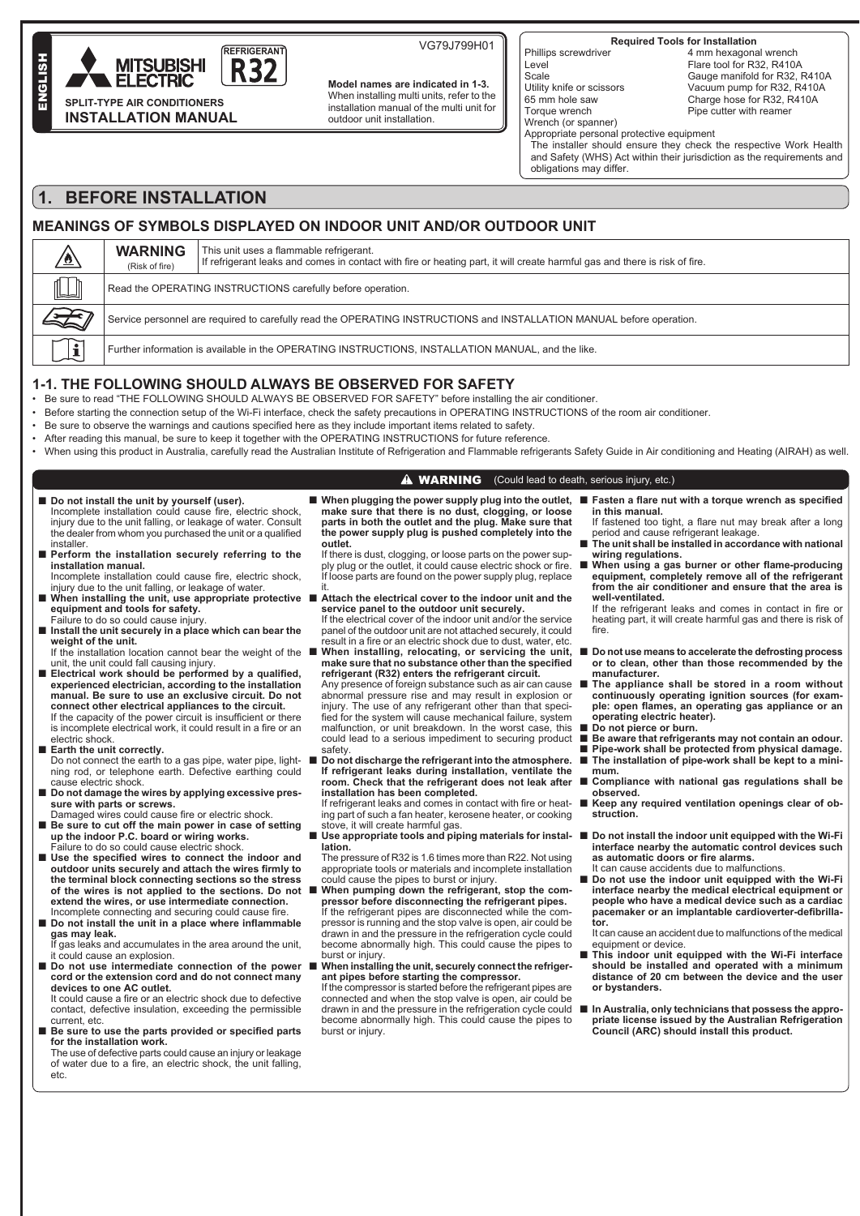ENGLISH

MITSUBISHI ELECTRIC

REFRIGERANT R32

SPLIT-TYPE AIR CONDITIONERS
**INSTALLATION MANUAL**

VG79J799H01

**Model names are indicated in 1-3.**
When installing multi units, refer to the installation manual of the multi unit for outdoor unit installation.

**Required Tools for Installation**

| | |
|---|---|
| Phillips screwdriver | 4 mm hexagonal wrench |
| Level | Flare tool for R32, R410A |
| Scale | Gauge manifold for R32, R410A |
| Utility knife or scissors | Vacuum pump for R32, R410A |
| 65 mm hole saw | Charge hose for R32, R410A |
| Torque wrench | Pipe cutter with reamer |
| Wrench (or spanner) | |

Appropriate personal protective equipment
The installer should ensure they check the respective Work Health and Safety (WHS) Act within their jurisdiction as the requirements and obligations may differ.

# 1. BEFORE INSTALLATION

## MEANINGS OF SYMBOLS DISPLAYED ON INDOOR UNIT AND/OR OUTDOOR UNIT

| Symbol | Meaning |
|---|---|
| WARNING (Risk of fire) | This unit uses a flammable refrigerant. If refrigerant leaks and comes in contact with fire or heating part, it will create harmful gas and there is risk of fire. |
| | Read the OPERATING INSTRUCTIONS carefully before operation. |
| | Service personnel are required to carefully read the OPERATING INSTRUCTIONS and INSTALLATION MANUAL before operation. |
| | Further information is available in the OPERATING INSTRUCTIONS, INSTALLATION MANUAL, and the like. |

## 1-1. THE FOLLOWING SHOULD ALWAYS BE OBSERVED FOR SAFETY

- Be sure to read "THE FOLLOWING SHOULD ALWAYS BE OBSERVED FOR SAFETY" before installing the air conditioner.
- Before starting the connection setup of the Wi-Fi interface, check the safety precautions in OPERATING INSTRUCTIONS of the room air conditioner.
- Be sure to observe the warnings and cautions specified here as they include important items related to safety.
- After reading this manual, be sure to keep it together with the OPERATING INSTRUCTIONS for future reference.
- When using this product in Australia, carefully read the Australian Institute of Refrigeration and Flammable refrigerants Safety Guide in Air conditioning and Heating (AIRAH) as well.

### ⚠ WARNING (Could lead to death, serious injury, etc.)

- **Do not install the unit by yourself (user).**
  Incomplete installation could cause fire, electric shock, injury due to the unit falling, or leakage of water. Consult the dealer from whom you purchased the unit or a qualified installer.
- **Perform the installation securely referring to the installation manual.**
  Incomplete installation could cause fire, electric shock, injury due to the unit falling, or leakage of water.
- **When installing the unit, use appropriate protective equipment and tools for safety.**
  Failure to do so could cause injury.
- **Install the unit securely in a place which can bear the weight of the unit.**
  If the installation location cannot bear the weight of the unit, the unit could fall causing injury.
- **Electrical work should be performed by a qualified, experienced electrician, according to the installation manual. Be sure to use an exclusive circuit. Do not connect other electrical appliances to the circuit.**
  If the capacity of the power circuit is insufficient or there is incomplete electrical work, it could result in a fire or an electric shock.
- **Earth the unit correctly.**
  Do not connect the earth to a gas pipe, water pipe, lightning rod, or telephone earth. Defective earthing could cause electric shock.
- **Do not damage the wires by applying excessive pressure with parts or screws.**
  Damaged wires could cause fire or electric shock.
- **Be sure to cut off the main power in case of setting up the indoor P.C. board or wiring works.**
  Failure to do so could cause electric shock.
- **Use the specified wires to connect the indoor and outdoor units securely and attach the wires firmly to the terminal block connecting sections so the stress of the wires is not applied to the sections. Do not extend the wires, or use intermediate connection.**
  Incomplete connecting and securing could cause fire.
- **Do not install the unit in a place where inflammable gas may leak.**
  If gas leaks and accumulates in the area around the unit, it could cause an explosion.
- **Do not use intermediate connection of the power cord or the extension cord and do not connect many devices to one AC outlet.**
  It could cause a fire or an electric shock due to defective contact, defective insulation, exceeding the permissible current, etc.
- **Be sure to use the parts provided or specified parts for the installation work.**
  The use of defective parts could cause an injury or leakage of water due to a fire, an electric shock, the unit falling, etc.
- **When plugging the power supply plug into the outlet, make sure that there is no dust, clogging, or loose parts in both the outlet and the plug. Make sure that the power supply plug is pushed completely into the outlet.**
  If there is dust, clogging, or loose parts on the power supply plug or the outlet, it could cause electric shock or fire. If loose parts are found on the power supply plug, replace it.
- **Attach the electrical cover to the indoor unit and the service panel to the outdoor unit securely.**
  If the electrical cover of the indoor unit and/or the service panel of the outdoor unit are not attached securely, it could result in a fire or an electric shock due to dust, water, etc.
- **When installing, relocating, or servicing the unit, make sure that no substance other than the specified refrigerant (R32) enters the refrigerant circuit.**
  Any presence of foreign substance such as air can cause abnormal pressure rise and may result in explosion or injury. The use of any refrigerant other than that specified for the system will cause mechanical failure, system malfunction, or unit breakdown. In the worst case, this could lead to a serious impediment to securing product safety.
- **Do not discharge the refrigerant into the atmosphere. If refrigerant leaks during installation, ventilate the room. Check that the refrigerant does not leak after installation has been completed.**
  If refrigerant leaks and comes in contact with fire or heating part of such a fan heater, kerosene heater, or cooking stove, it will create harmful gas.
- **Use appropriate tools and piping materials for installation.**
  The pressure of R32 is 1.6 times more than R22. Not using appropriate tools or materials and incomplete installation could cause the pipes to burst or injury.
- **When pumping down the refrigerant, stop the compressor before disconnecting the refrigerant pipes.**
  If the refrigerant pipes are disconnected while the compressor is running and the stop valve is open, air could be drawn in and the pressure in the refrigeration cycle could become abnormally high. This could cause the pipes to burst or injury.
- **When installing the unit, securely connect the refrigerant pipes before starting the compressor.**
  If the compressor is started before the refrigerant pipes are connected and when the stop valve is open, air could be drawn in and the pressure in the refrigeration cycle could become abnormally high. This could cause the pipes to burst or injury.
- **Fasten a flare nut with a torque wrench as specified in this manual.**
  If fastened too tight, a flare nut may break after a long period and cause refrigerant leakage.
- **The unit shall be installed in accordance with national wiring regulations.**
- **When using a gas burner or other flame-producing equipment, completely remove all of the refrigerant from the air conditioner and ensure that the area is well-ventilated.**
  If the refrigerant leaks and comes in contact in fire or heating part, it will create harmful gas and there is risk of fire.
- **Do not use means to accelerate the defrosting process or to clean, other than those recommended by the manufacturer.**
- **The appliance shall be stored in a room without continuously operating ignition sources (for example: open flames, an operating gas appliance or an operating electric heater).**
- **Do not pierce or burn.**
- **Be aware that refrigerants may not contain an odour.**
- **Pipe-work shall be protected from physical damage.**
- **The installation of pipe-work shall be kept to a minimum.**
- **Compliance with national gas regulations shall be observed.**
- **Keep any required ventilation openings clear of obstruction.**
- **Do not install the indoor unit equipped with the Wi-Fi interface nearby the automatic control devices such as automatic doors or fire alarms.**
  It can cause accidents due to malfunctions.
- **Do not use the indoor unit equipped with the Wi-Fi interface nearby the medical electrical equipment or people who have a medical device such as a cardiac pacemaker or an implantable cardioverter-defibrillator.**
  It can cause an accident due to malfunctions of the medical equipment or device.
- **This indoor unit equipped with the Wi-Fi interface should be installed and operated with a minimum distance of 20 cm between the device and the user or bystanders.**
- **In Australia, only technicians that possess the appropriate license issued by the Australian Refrigeration Council (ARC) should install this product.**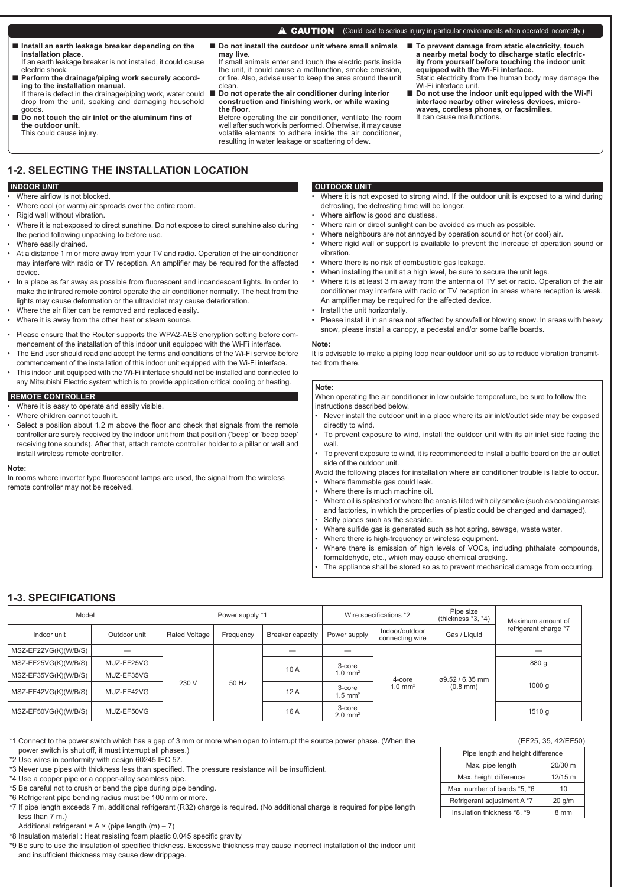**⚠ CAUTION** (Could lead to serious injury in particular environments when operated incorrectly.)

- **Install an earth leakage breaker depending on the installation place.**
  If an earth leakage breaker is not installed, it could cause electric shock.
- **Perform the drainage/piping work securely according to the installation manual.**
  If there is defect in the drainage/piping work, water could drop from the unit, soaking and damaging household goods.
- **Do not touch the air inlet or the aluminum fins of the outdoor unit.**
  This could cause injury.
- **Do not install the outdoor unit where small animals may live.**
  If small animals enter and touch the electric parts inside the unit, it could cause a malfunction, smoke emission, or fire. Also, advise user to keep the area around the unit clean.
- **Do not operate the air conditioner during interior construction and finishing work, or while waxing the floor.**
  Before operating the air conditioner, ventilate the room well after such work is performed. Otherwise, it may cause volatile elements to adhere inside the air conditioner, resulting in water leakage or scattering of dew.
- **To prevent damage from static electricity, touch a nearby metal body to discharge static electricity from yourself before touching the indoor unit equipped with the Wi-Fi interface.**
  Static electricity from the human body may damage the Wi-Fi interface unit.
- **Do not use the indoor unit equipped with the Wi-Fi interface nearby other wireless devices, microwaves, cordless phones, or facsimiles.**
  It can cause malfunctions.

## 1-2. SELECTING THE INSTALLATION LOCATION

### INDOOR UNIT

- Where airflow is not blocked.
- Where cool (or warm) air spreads over the entire room.
- Rigid wall without vibration.
- Where it is not exposed to direct sunshine. Do not expose to direct sunshine also during the period following unpacking to before use.
- Where easily drained.
- At a distance 1 m or more away from your TV and radio. Operation of the air conditioner may interfere with radio or TV reception. An amplifier may be required for the affected device.
- In a place as far away as possible from fluorescent and incandescent lights. In order to make the infrared remote control operate the air conditioner normally. The heat from the lights may cause deformation or the ultraviolet may cause deterioration.
- Where the air filter can be removed and replaced easily.
- Where it is away from the other heat or steam source.
- Please ensure that the Router supports the WPA2-AES encryption setting before commencement of the installation of this indoor unit equipped with the Wi-Fi interface.
- The End user should read and accept the terms and conditions of the Wi-Fi service before commencement of the installation of this indoor unit equipped with the Wi-Fi interface.
- This indoor unit equipped with the Wi-Fi interface should not be installed and connected to any Mitsubishi Electric system which is to provide application critical cooling or heating.

### REMOTE CONTROLLER

- Where it is easy to operate and easily visible.
- Where children cannot touch it.
- Select a position about 1.2 m above the floor and check that signals from the remote controller are surely received by the indoor unit from that position ('beep' or 'beep beep' receiving tone sounds). After that, attach remote controller holder to a pillar or wall and install wireless remote controller.

**Note:**
In rooms where inverter type fluorescent lamps are used, the signal from the wireless remote controller may not be received.

### OUTDOOR UNIT

- Where it is not exposed to strong wind. If the outdoor unit is exposed to a wind during defrosting, the defrosting time will be longer.
- Where airflow is good and dustless.
- Where rain or direct sunlight can be avoided as much as possible.
- Where neighbours are not annoyed by operation sound or hot (or cool) air.
- Where rigid wall or support is available to prevent the increase of operation sound or vibration.
- Where there is no risk of combustible gas leakage.
- When installing the unit at a high level, be sure to secure the unit legs.
- Where it is at least 3 m away from the antenna of TV set or radio. Operation of the air conditioner may interfere with radio or TV reception in areas where reception is weak. An amplifier may be required for the affected device.
- Install the unit horizontally.
- Please install it in an area not affected by snowfall or blowing snow. In areas with heavy snow, please install a canopy, a pedestal and/or some baffle boards.

**Note:**
It is advisable to make a piping loop near outdoor unit so as to reduce vibration transmitted from there.

**Note:**
When operating the air conditioner in low outside temperature, be sure to follow the instructions described below.
- Never install the outdoor unit in a place where its air inlet/outlet side may be exposed directly to wind.
- To prevent exposure to wind, install the outdoor unit with its air inlet side facing the wall.
- To prevent exposure to wind, it is recommended to install a baffle board on the air outlet side of the outdoor unit.

Avoid the following places for installation where air conditioner trouble is liable to occur.
- Where flammable gas could leak.
- Where there is much machine oil.
- Where oil is splashed or where the area is filled with oily smoke (such as cooking areas and factories, in which the properties of plastic could be changed and damaged).
- Salty places such as the seaside.
- Where sulfide gas is generated such as hot spring, sewage, waste water.
- Where there is high-frequency or wireless equipment.
- Where there is emission of high levels of VOCs, including phthalate compounds, formaldehyde, etc., which may cause chemical cracking.
- The appliance shall be stored so as to prevent mechanical damage from occurring.

## 1-3. SPECIFICATIONS

| Model | | Power supply *1 | | | Wire specifications *2 | | Pipe size (thickness *3, *4) | Maximum amount of refrigerant charge *7 |
|---|---|---|---|---|---|---|---|---|
| Indoor unit | Outdoor unit | Rated Voltage | Frequency | Breaker capacity | Power supply | Indoor/outdoor connecting wire | Gas / Liquid | |
| MSZ-EF22VG(K)(W/B/S) | — | 230 V | 50 Hz | — | — | 4-core 1.0 mm² | ø9.52 / 6.35 mm (0.8 mm) | — |
| MSZ-EF25VG(K)(W/B/S) | MUZ-EF25VG | | | 10 A | 3-core 1.0 mm² | | | 880 g |
| MSZ-EF35VG(K)(W/B/S) | MUZ-EF35VG | | | | | | | 1000 g |
| MSZ-EF42VG(K)(W/B/S) | MUZ-EF42VG | | | 12 A | 3-core 1.5 mm² | | | |
| MSZ-EF50VG(K)(W/B/S) | MUZ-EF50VG | | | 16 A | 3-core 2.0 mm² | | | 1510 g |

*1 Connect to the power switch which has a gap of 3 mm or more when open to interrupt the source power phase. (When the power switch is shut off, it must interrupt all phases.)
*2 Use wires in conformity with design 60245 IEC 57.
*3 Never use pipes with thickness less than specified. The pressure resistance will be insufficient.
*4 Use a copper pipe or a copper-alloy seamless pipe.
*5 Be careful not to crush or bend the pipe during pipe bending.
*6 Refrigerant pipe bending radius must be 100 mm or more.
*7 If pipe length exceeds 7 m, additional refrigerant (R32) charge is required. (No additional charge is required for pipe length less than 7 m.)
Additional refrigerant = A × (pipe length (m) – 7)
*8 Insulation material : Heat resisting foam plastic 0.045 specific gravity
*9 Be sure to use the insulation of specified thickness. Excessive thickness may cause incorrect installation of the indoor unit and insufficient thickness may cause dew drippage.

(EF25, 35, 42/EF50)

| Pipe length and height difference | |
|---|---|
| Max. pipe length | 20/30 m |
| Max. height difference | 12/15 m |
| Max. number of bends *5, *6 | 10 |
| Refrigerant adjustment A *7 | 20 g/m |
| Insulation thickness *8, *9 | 8 mm |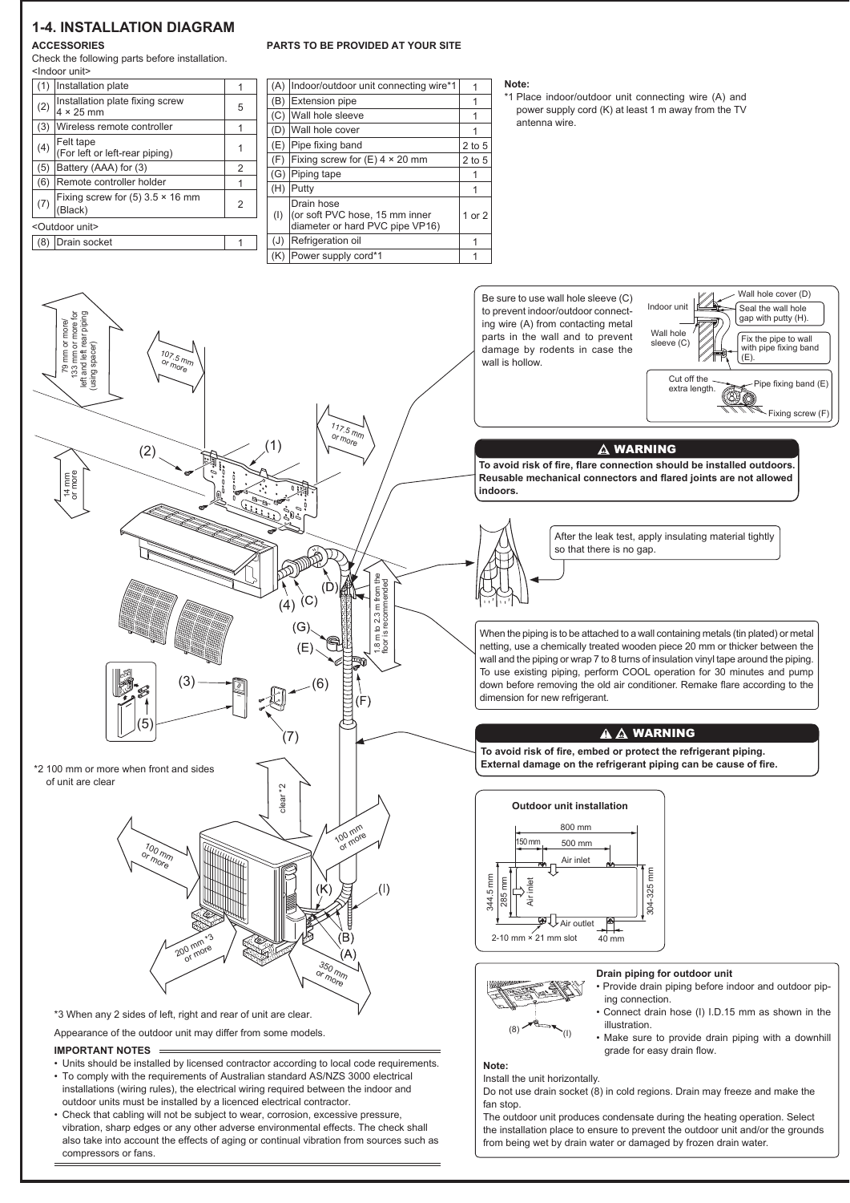## 1-4. INSTALLATION DIAGRAM

### ACCESSORIES

Check the following parts before installation.

<Indoor unit>

| | | |
|---|---|---|
| (1) | Installation plate | 1 |
| (2) | Installation plate fixing screw 4 × 25 mm | 5 |
| (3) | Wireless remote controller | 1 |
| (4) | Felt tape (For left or left-rear piping) | 1 |
| (5) | Battery (AAA) for (3) | 2 |
| (6) | Remote controller holder | 1 |
| (7) | Fixing screw for (5) 3.5 × 16 mm (Black) | 2 |
| <Outdoor unit> | | |
| (8) | Drain socket | 1 |

### PARTS TO BE PROVIDED AT YOUR SITE

| | | |
|---|---|---|
| (A) | Indoor/outdoor unit connecting wire*1 | 1 |
| (B) | Extension pipe | 1 |
| (C) | Wall hole sleeve | 1 |
| (D) | Wall hole cover | 1 |
| (E) | Pipe fixing band | 2 to 5 |
| (F) | Fixing screw for (E) 4 × 20 mm | 2 to 5 |
| (G) | Piping tape | 1 |
| (H) | Putty | 1 |
| (I) | Drain hose (or soft PVC hose, 15 mm inner diameter or hard PVC pipe VP16) | 1 or 2 |
| (J) | Refrigeration oil | 1 |
| (K) | Power supply cord*1 | 1 |

**Note:**

*1 Place indoor/outdoor unit connecting wire (A) and power supply cord (K) at least 1 m away from the TV antenna wire.

79 mm or more/ 133 mm or more for left and left rear piping (using spacer)

107.5 mm or more

117.5 mm or more

14 mm or more

1.8 m to 2.3 m from the floor is recommended

Be sure to use wall hole sleeve (C) to prevent indoor/outdoor connecting wire (A) from contacting metal parts in the wall and to prevent damage by rodents in case the wall is hollow.

Indoor unit

Wall hole sleeve (C)

Wall hole cover (D)

Seal the wall hole gap with putty (H).

Fix the pipe to wall with pipe fixing band (E).

Cut off the extra length.

Pipe fixing band (E)

Fixing screw (F)

**⚠ WARNING**

**To avoid risk of fire, flare connection should be installed outdoors. Reusable mechanical connectors and flared joints are not allowed indoors.**

After the leak test, apply insulating material tightly so that there is no gap.

When the piping is to be attached to a wall containing metals (tin plated) or metal netting, use a chemically treated wooden piece 20 mm or thicker between the wall and the piping or wrap 7 to 8 turns of insulation vinyl tape around the piping. To use existing piping, perform COOL operation for 30 minutes and pump down before removing the old air conditioner. Remake flare according to the dimension for new refrigerant.

**⚠ ⚠ WARNING**

**To avoid risk of fire, embed or protect the refrigerant piping. External damage on the refrigerant piping can be cause of fire.**

*2 100 mm or more when front and sides of unit are clear

clear *2

100 mm or more

100 mm or more

200 mm *3 or more

350 mm or more

**Outdoor unit installation**

800 mm; 150 mm; 500 mm; Air inlet; Air inlet; Air outlet; 344.5 mm; 285 mm; 304-325 mm; 2-10 mm × 21 mm slot; 40 mm

**Drain piping for outdoor unit**

- Provide drain piping before indoor and outdoor piping connection.
- Connect drain hose (I) I.D.15 mm as shown in the illustration.
- Make sure to provide drain piping with a downhill grade for easy drain flow.

*3 When any 2 sides of left, right and rear of unit are clear.

Appearance of the outdoor unit may differ from some models.

**Note:**

Install the unit horizontally.

Do not use drain socket (8) in cold regions. Drain may freeze and make the fan stop.

The outdoor unit produces condensate during the heating operation. Select the installation place to ensure to prevent the outdoor unit and/or the grounds from being wet by drain water or damaged by frozen drain water.

### IMPORTANT NOTES

- Units should be installed by licensed contractor according to local code requirements.
- To comply with the requirements of Australian standard AS/NZS 3000 electrical installations (wiring rules), the electrical wiring required between the indoor and outdoor units must be installed by a licenced electrical contractor.
- Check that cabling will not be subject to wear, corrosion, excessive pressure, vibration, sharp edges or any other adverse environmental effects. The check shall also take into account the effects of aging or continual vibration from sources such as compressors or fans.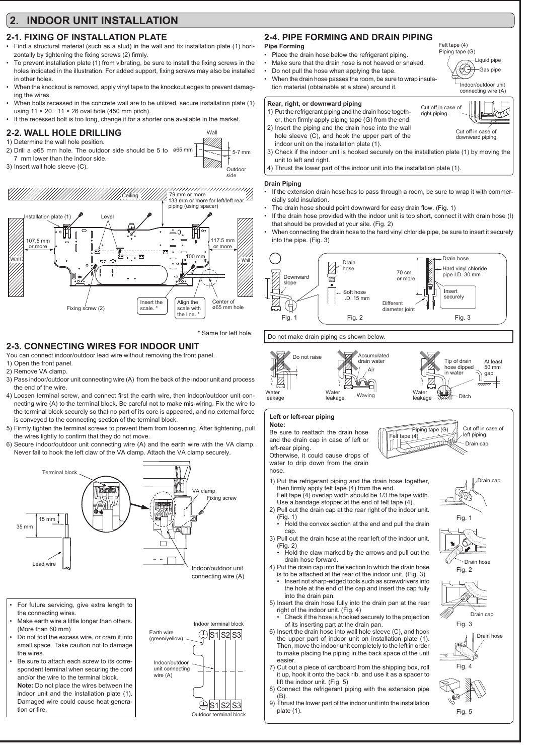## 2. INDOOR UNIT INSTALLATION

### 2-1. FIXING OF INSTALLATION PLATE

- Find a structural material (such as a stud) in the wall and fix installation plate (1) horizontally by tightening the fixing screws (2) firmly.
- To prevent installation plate (1) from vibrating, be sure to install the fixing screws in the holes indicated in the illustration. For added support, fixing screws may also be installed in other holes.
- When the knockout is removed, apply vinyl tape to the knockout edges to prevent damaging the wires.
- When bolts recessed in the concrete wall are to be utilized, secure installation plate (1) using 11 × 20 · 11 × 26 oval hole (450 mm pitch).
- If the recessed bolt is too long, change it for a shorter one available in the market.

### 2-2. WALL HOLE DRILLING

1) Determine the wall hole position.
2) Drill a ø65 mm hole. The outdoor side should be 5 to 7 mm lower than the indoor side.
3) Insert wall hole sleeve (C).

Wall, ø65 mm, 5-7 mm, Outdoor side

Ceiling, 79 mm or more, 133 mm or more for left/left rear piping (using spacer), Installation plate (1), Level, 107.5 mm or more, 117.5 mm or more, Wall, Wall, 100 mm, Fixing screw (2), Insert the scale. *, Align the scale with the line. *, Center of ø65 mm hole

\* Same for left hole.

### 2-3. CONNECTING WIRES FOR INDOOR UNIT

You can connect indoor/outdoor lead wire without removing the front panel.

1) Open the front panel.
2) Remove VA clamp.
3) Pass indoor/outdoor unit connecting wire (A) from the back of the indoor unit and process the end of the wire.
4) Loosen terminal screw, and connect first the earth wire, then indoor/outdoor unit connecting wire (A) to the terminal block. Be careful not to make mis-wiring. Fix the wire to the terminal block securely so that no part of its core is appeared, and no external force is conveyed to the connecting section of the terminal block.
5) Firmly tighten the terminal screws to prevent them from loosening. After tightening, pull the wires lightly to confirm that they do not move.
6) Secure indoor/outdoor unit connecting wire (A) and the earth wire with the VA clamp. Never fail to hook the left claw of the VA clamp. Attach the VA clamp securely.

Terminal block, VA clamp, Fixing screw, 15 mm, 35 mm, Lead wire, Indoor/outdoor unit connecting wire (A)

- For future servicing, give extra length to the connecting wires.
- Make earth wire a little longer than others. (More than 60 mm)
- Do not fold the excess wire, or cram it into small space. Take caution not to damage the wires.
- Be sure to attach each screw to its correspondent terminal when securing the cord and/or the wire to the terminal block.
  **Note:** Do not place the wires between the indoor unit and the installation plate (1). Damaged wire could cause heat generation or fire.

Indoor terminal block, Earth wire (green/yellow), S1 S2 S3, Indoor/outdoor unit connecting wire (A), S1 S2 S3, Outdoor terminal block

### 2-4. PIPE FORMING AND DRAIN PIPING

**Pipe Forming**

- Place the drain hose below the refrigerant piping.
- Make sure that the drain hose is not heaved or snaked.
- Do not pull the hose when applying the tape.
- When the drain hose passes the room, be sure to wrap insulation material (obtainable at a store) around it.

Felt tape (4), Piping tape (G), Liquid pipe, Gas pipe, Indoor/outdoor unit connecting wire (A)

**Rear, right, or downward piping**

1) Put the refrigerant piping and the drain hose together, then firmly apply piping tape (G) from the end.
2) Insert the piping and the drain hose into the wall hole sleeve (C), and hook the upper part of the indoor unit on the installation plate (1).
3) Check if the indoor unit is hooked securely on the installation plate (1) by moving the unit to left and right.
4) Thrust the lower part of the indoor unit into the installation plate (1).

Cut off in case of right piping. Cut off in case of downward piping.

**Drain Piping**

- If the extension drain hose has to pass through a room, be sure to wrap it with commercially sold insulation.
- The drain hose should point downward for easy drain flow. (Fig. 1)
- If the drain hose provided with the indoor unit is too short, connect it with drain hose (I) that should be provided at your site. (Fig. 2)
- When connecting the drain hose to the hard vinyl chloride pipe, be sure to insert it securely into the pipe. (Fig. 3)

Downward slope — Fig. 1; Drain hose, Soft hose I.D. 15 mm, Different diameter joint — Fig. 2; 70 cm or more, Drain hose, Hard vinyl chloride pipe I.D. 30 mm, Insert securely — Fig. 3

Do not make drain piping as shown below.

Do not raise, Water leakage; Accumulated drain water, Air, Water leakage, Waving; Tip of drain hose dipped in water, At least 50 mm gap, Water leakage, Ditch

**Left or left-rear piping**

**Note:**
Be sure to reattach the drain hose and the drain cap in case of left or left-rear piping.
Otherwise, it could cause drops of water to drip down from the drain hose.

Piping tape (G), Felt tape (4), Cut off in case of left piping., Drain cap

1) Put the refrigerant piping and the drain hose together, then firmly apply felt tape (4) from the end.
   Felt tape (4) overlap width should be 1/3 the tape width. Use a bandage stopper at the end of felt tape (4).
2) Pull out the drain cap at the rear right of the indoor unit. (Fig. 1)
   - Hold the convex section at the end and pull the drain cap.
3) Pull out the drain hose at the rear left of the indoor unit. (Fig. 2)
   - Hold the claw marked by the arrows and pull out the drain hose forward.
4) Put the drain cap into the section to which the drain hose is to be attached at the rear of the indoor unit. (Fig. 3)
   - Insert not sharp-edged tools such as screwdrivers into the hole at the end of the cap and insert the cap fully into the drain pan.
5) Insert the drain hose fully into the drain pan at the rear right of the indoor unit. (Fig. 4)
   - Check if the hose is hooked securely to the projection of its inserting part at the drain pan.
6) Insert the drain hose into wall hole sleeve (C), and hook the upper part of indoor unit on installation plate (1). Then, move the indoor unit completely to the left in order to make placing the piping in the back space of the unit easier.
7) Cut out a piece of cardboard from the shipping box, roll it up, hook it onto the back rib, and use it as a spacer to lift the indoor unit. (Fig. 5)
8) Connect the refrigerant piping with the extension pipe (B).
9) Thrust the lower part of the indoor unit into the installation plate (1).

Drain cap — Fig. 1; Drain hose — Fig. 2; Drain cap — Fig. 3; Drain hose — Fig. 4; Fig. 5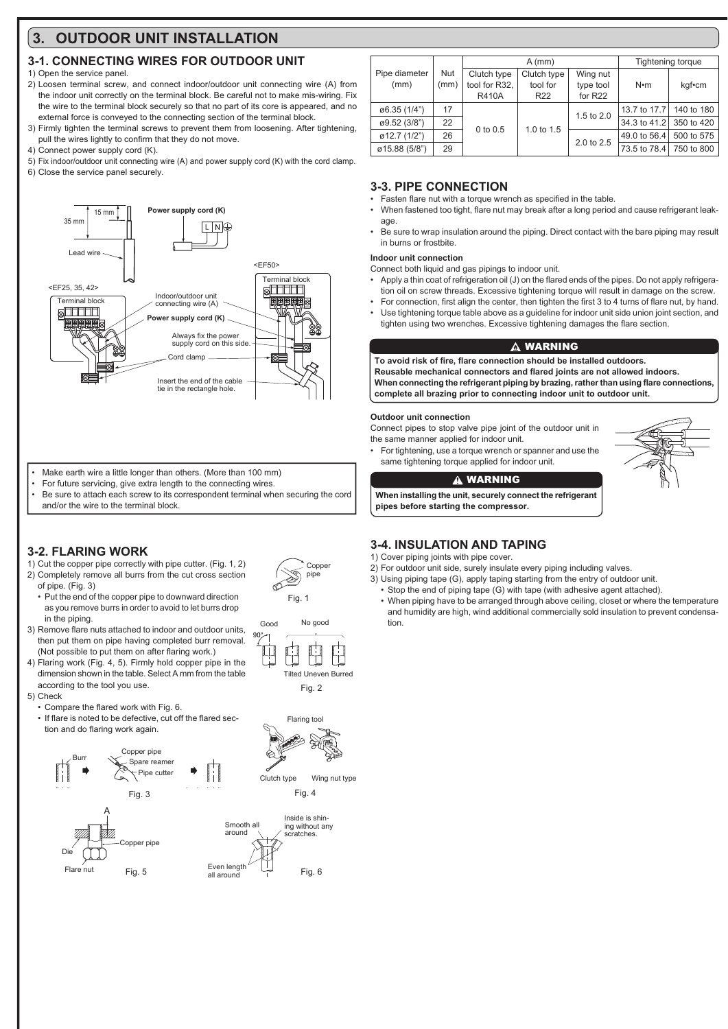# 3. OUTDOOR UNIT INSTALLATION

## 3-1. CONNECTING WIRES FOR OUTDOOR UNIT

1) Open the service panel.
2) Loosen terminal screw, and connect indoor/outdoor unit connecting wire (A) from the indoor unit correctly on the terminal block. Be careful not to make mis-wiring. Fix the wire to the terminal block securely so that no part of its core is appeared, and no external force is conveyed to the connecting section of the terminal block.
3) Firmly tighten the terminal screws to prevent them from loosening. After tightening, pull the wires lightly to confirm that they do not move.
4) Connect power supply cord (K).
5) Fix indoor/outdoor unit connecting wire (A) and power supply cord (K) with the cord clamp.
6) Close the service panel securely.

15 mm
35 mm
Power supply cord (K)
L N
Lead wire
<EF50>
<EF25, 35, 42>
Terminal block
Terminal block
Indoor/outdoor unit connecting wire (A)
Power supply cord (K)
Always fix the power supply cord on this side.
Cord clamp
Insert the end of the cable tie in the rectangle hole.

- Make earth wire a little longer than others. (More than 100 mm)
- For future servicing, give extra length to the connecting wires.
- Be sure to attach each screw to its correspondent terminal when securing the cord and/or the wire to the terminal block.

## 3-2. FLARING WORK

1) Cut the copper pipe correctly with pipe cutter. (Fig. 1, 2)
2) Completely remove all burrs from the cut cross section of pipe. (Fig. 3)
   • Put the end of the copper pipe to downward direction as you remove burrs in order to avoid to let burrs drop in the piping.
3) Remove flare nuts attached to indoor and outdoor units, then put them on pipe having completed burr removal. (Not possible to put them on after flaring work.)
4) Flaring work (Fig. 4, 5). Firmly hold copper pipe in the dimension shown in the table. Select A mm from the table according to the tool you use.
5) Check
   • Compare the flared work with Fig. 6.
   • If flare is noted to be defective, cut off the flared section and do flaring work again.

Copper pipe

Fig. 1

Good 90° No good Tilted Uneven Burred

Fig. 2

Flaring tool

Clutch type Wing nut type

Fig. 4

Burr Copper pipe Spare reamer Pipe cutter

Fig. 3

A Die Copper pipe Flare nut

Fig. 5

Smooth all around. Inside is shining without any scratches. Even length all around

Fig. 6

| Pipe diameter (mm) | Nut (mm) | A (mm) | | | Tightening torque | |
|---|---|---|---|---|---|---|
| | | Clutch type tool for R32, R410A | Clutch type tool for R22 | Wing nut type tool for R22 | N•m | kgf•cm |
| ø6.35 (1/4") | 17 | 0 to 0.5 | 1.0 to 1.5 | 1.5 to 2.0 | 13.7 to 17.7 | 140 to 180 |
| ø9.52 (3/8") | 22 | | | | 34.3 to 41.2 | 350 to 420 |
| ø12.7 (1/2") | 26 | | | 2.0 to 2.5 | 49.0 to 56.4 | 500 to 575 |
| ø15.88 (5/8") | 29 | | | | 73.5 to 78.4 | 750 to 800 |

## 3-3. PIPE CONNECTION

- Fasten flare nut with a torque wrench as specified in the table.
- When fastened too tight, flare nut may break after a long period and cause refrigerant leakage.
- Be sure to wrap insulation around the piping. Direct contact with the bare piping may result in burns or frostbite.

**Indoor unit connection**

Connect both liquid and gas pipings to indoor unit.

- Apply a thin coat of refrigeration oil (J) on the flared ends of the pipes. Do not apply refrigeration oil on screw threads. Excessive tightening torque will result in damage on the screw.
- For connection, first align the center, then tighten the first 3 to 4 turns of flare nut, by hand.
- Use tightening torque table above as a guideline for indoor unit side union joint section, and tighten using two wrenches. Excessive tightening damages the flare section.

**⚠ WARNING**

**To avoid risk of fire, flare connection should be installed outdoors.**
**Reusable mechanical connectors and flared joints are not allowed indoors.**
**When connecting the refrigerant piping by brazing, rather than using flare connections, complete all brazing prior to connecting indoor unit to outdoor unit.**

**Outdoor unit connection**

Connect pipes to stop valve pipe joint of the outdoor unit in the same manner applied for indoor unit.

- For tightening, use a torque wrench or spanner and use the same tightening torque applied for indoor unit.

**⚠ WARNING**

**When installing the unit, securely connect the refrigerant pipes before starting the compressor.**

## 3-4. INSULATION AND TAPING

1) Cover piping joints with pipe cover.
2) For outdoor unit side, surely insulate every piping including valves.
3) Using piping tape (G), apply taping starting from the entry of outdoor unit.
   • Stop the end of piping tape (G) with tape (with adhesive agent attached).
   • When piping have to be arranged through above ceiling, closet or where the temperature and humidity are high, wind additional commercially sold insulation to prevent condensation.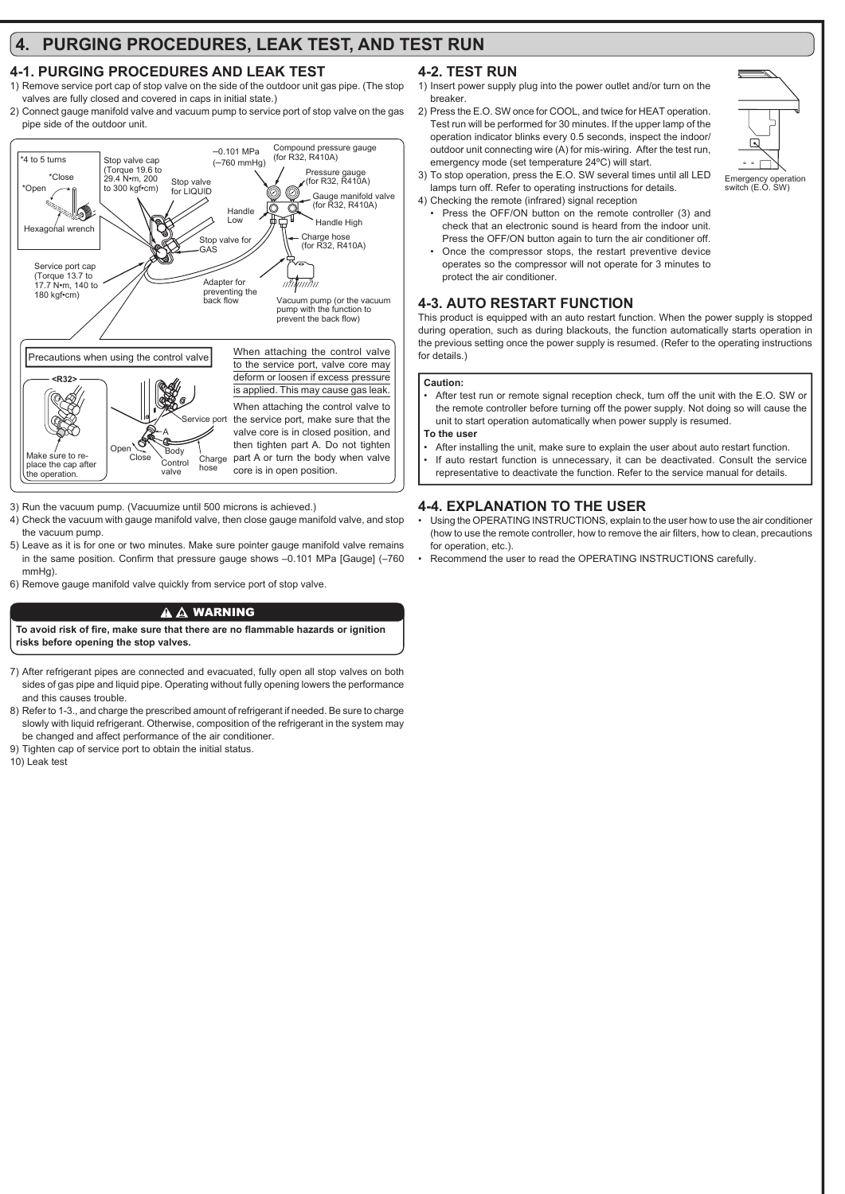# 4. PURGING PROCEDURES, LEAK TEST, AND TEST RUN

## 4-1. PURGING PROCEDURES AND LEAK TEST

1) Remove service port cap of stop valve on the side of the outdoor unit gas pipe. (The stop valves are fully closed and covered in caps in initial state.)
2) Connect gauge manifold valve and vacuum pump to service port of stop valve on the gas pipe side of the outdoor unit.

*4 to 5 turns
*Close
*Open
Hexagonal wrench
Stop valve cap (Torque 19.6 to 29.4 N•m, 200 to 300 kgf•cm)
Stop valve for LIQUID
–0.101 MPa (–760 mmHg)
Compound pressure gauge (for R32, R410A)
Pressure gauge (for R32, R410A)
Gauge manifold valve (for R32, R410A)
Handle Low
Handle High
Stop valve for GAS
Charge hose (for R32, R410A)
Service port cap (Torque 13.7 to 17.7 N•m, 140 to 180 kgf•cm)
Adapter for preventing the back flow
Vacuum pump (or the vacuum pump with the function to prevent the back flow)

Precautions when using the control valve

<R32>
Make sure to re-place the cap after the operation.
Service port
A
Open
Close
Body
Control valve
Charge hose

When attaching the control valve to the service port, valve core may deform or loosen if excess pressure is applied. This may cause gas leak.

When attaching the control valve to the service port, make sure that the valve core is in closed position, and then tighten part A. Do not tighten part A or turn the body when valve core is in open position.

3) Run the vacuum pump. (Vacuumize until 500 microns is achieved.)
4) Check the vacuum with gauge manifold valve, then close gauge manifold valve, and stop the vacuum pump.
5) Leave as it is for one or two minutes. Make sure pointer gauge manifold valve remains in the same position. Confirm that pressure gauge shows –0.101 MPa [Gauge] (–760 mmHg).
6) Remove gauge manifold valve quickly from service port of stop valve.

**⚠ ⚠ WARNING**

**To avoid risk of fire, make sure that there are no flammable hazards or ignition risks before opening the stop valves.**

7) After refrigerant pipes are connected and evacuated, fully open all stop valves on both sides of gas pipe and liquid pipe. Operating without fully opening lowers the performance and this causes trouble.
8) Refer to 1-3., and charge the prescribed amount of refrigerant if needed. Be sure to charge slowly with liquid refrigerant. Otherwise, composition of the refrigerant in the system may be changed and affect performance of the air conditioner.
9) Tighten cap of service port to obtain the initial status.
10) Leak test

## 4-2. TEST RUN

1) Insert power supply plug into the power outlet and/or turn on the breaker.
2) Press the E.O. SW once for COOL, and twice for HEAT operation. Test run will be performed for 30 minutes. If the upper lamp of the operation indicator blinks every 0.5 seconds, inspect the indoor/outdoor unit connecting wire (A) for mis-wiring. After the test run, emergency mode (set temperature 24ºC) will start.
3) To stop operation, press the E.O. SW several times until all LED lamps turn off. Refer to operating instructions for details.
4) Checking the remote (infrared) signal reception
   - Press the OFF/ON button on the remote controller (3) and check that an electronic sound is heard from the indoor unit. Press the OFF/ON button again to turn the air conditioner off.
   - Once the compressor stops, the restart preventive device operates so the compressor will not operate for 3 minutes to protect the air conditioner.

Emergency operation switch (E.O. SW)

## 4-3. AUTO RESTART FUNCTION

This product is equipped with an auto restart function. When the power supply is stopped during operation, such as during blackouts, the function automatically starts operation in the previous setting once the power supply is resumed. (Refer to the operating instructions for details.)

**Caution:**
- After test run or remote signal reception check, turn off the unit with the E.O. SW or the remote controller before turning off the power supply. Not doing so will cause the unit to start operation automatically when power supply is resumed.

**To the user**
- After installing the unit, make sure to explain the user about auto restart function.
- If auto restart function is unnecessary, it can be deactivated. Consult the service representative to deactivate the function. Refer to the service manual for details.

## 4-4. EXPLANATION TO THE USER

- Using the OPERATING INSTRUCTIONS, explain to the user how to use the air conditioner (how to use the remote controller, how to remove the air filters, how to clean, precautions for operation, etc.).
- Recommend the user to read the OPERATING INSTRUCTIONS carefully.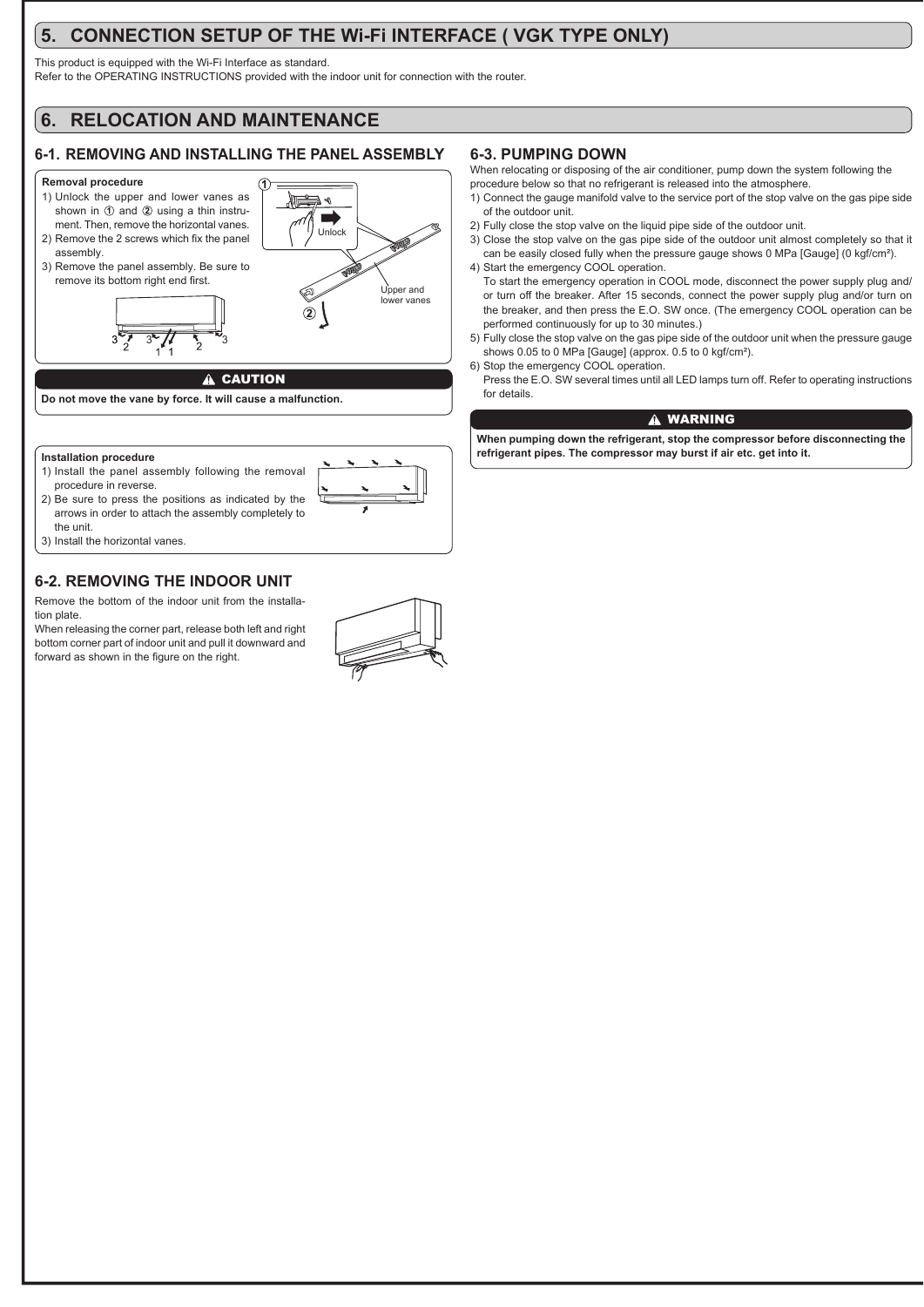## 5. CONNECTION SETUP OF THE Wi-Fi INTERFACE ( VGK TYPE ONLY)

This product is equipped with the Wi-Fi Interface as standard.
Refer to the OPERATING INSTRUCTIONS provided with the indoor unit for connection with the router.

## 6. RELOCATION AND MAINTENANCE

### 6-1. REMOVING AND INSTALLING THE PANEL ASSEMBLY

**Removal procedure**

1) Unlock the upper and lower vanes as shown in ① and ② using a thin instrument. Then, remove the horizontal vanes.
2) Remove the 2 screws which fix the panel assembly.
3) Remove the panel assembly. Be sure to remove its bottom right end first.

**⚠ CAUTION**

**Do not move the vane by force. It will cause a malfunction.**

**Installation procedure**

1) Install the panel assembly following the removal procedure in reverse.
2) Be sure to press the positions as indicated by the arrows in order to attach the assembly completely to the unit.
3) Install the horizontal vanes.

### 6-2. REMOVING THE INDOOR UNIT

Remove the bottom of the indoor unit from the installation plate.
When releasing the corner part, release both left and right bottom corner part of indoor unit and pull it downward and forward as shown in the figure on the right.

### 6-3. PUMPING DOWN

When relocating or disposing of the air conditioner, pump down the system following the procedure below so that no refrigerant is released into the atmosphere.

1) Connect the gauge manifold valve to the service port of the stop valve on the gas pipe side of the outdoor unit.
2) Fully close the stop valve on the liquid pipe side of the outdoor unit.
3) Close the stop valve on the gas pipe side of the outdoor unit almost completely so that it can be easily closed fully when the pressure gauge shows 0 MPa [Gauge] (0 kgf/cm²).
4) Start the emergency COOL operation.
   To start the emergency operation in COOL mode, disconnect the power supply plug and/or turn off the breaker. After 15 seconds, connect the power supply plug and/or turn on the breaker, and then press the E.O. SW once. (The emergency COOL operation can be performed continuously for up to 30 minutes.)
5) Fully close the stop valve on the gas pipe side of the outdoor unit when the pressure gauge shows 0.05 to 0 MPa [Gauge] (approx. 0.5 to 0 kgf/cm²).
6) Stop the emergency COOL operation.
   Press the E.O. SW several times until all LED lamps turn off. Refer to operating instructions for details.

**⚠ WARNING**

**When pumping down the refrigerant, stop the compressor before disconnecting the refrigerant pipes. The compressor may burst if air etc. get into it.**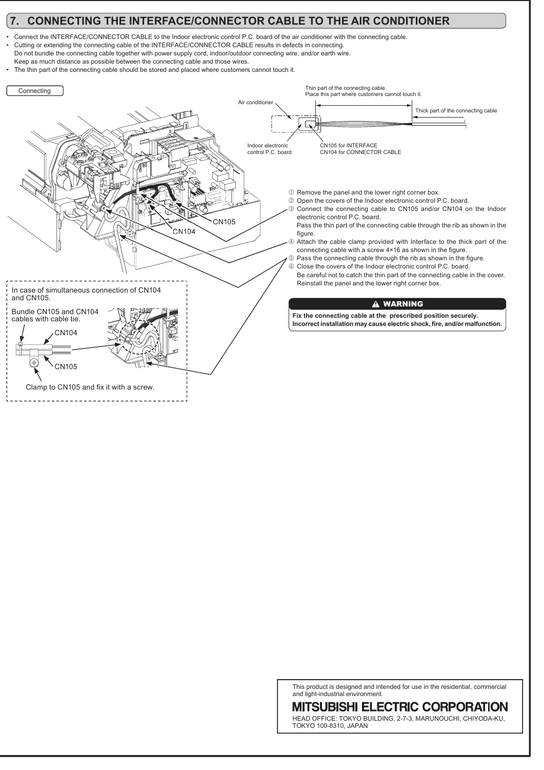## 7. CONNECTING THE INTERFACE/CONNECTOR CABLE TO THE AIR CONDITIONER

- Connect the INTERFACE/CONNECTOR CABLE to the Indoor electronic control P.C. board of the air conditioner with the connecting cable.
- Cutting or extending the connecting cable of the INTERFACE/CONNECTOR CABLE results in defects in connecting.
  Do not bundle the connecting cable together with power supply cord, indoor/outdoor connecting wire, and/or earth wire.
  Keep as much distance as possible between the connecting cable and those wires.
- The thin part of the connecting cable should be stored and placed where customers cannot touch it.

Connecting

Thin part of the connecting cable.
Place this part where customers cannot touch it.

Air conditioner

Thick part of the connecting cable

Indoor electronic control P.C. board

CN105 for INTERFACE
CN104 for CONNECTOR CABLE

CN105

CN104

① Remove the panel and the lower right corner box.
② Open the covers of the Indoor electronic control P.C. board.
③ Connect the connecting cable to CN105 and/or CN104 on the Indoor electronic control P.C. board.
Pass the thin part of the connecting cable through the rib as shown in the figure.
④ Attach the cable clamp provided with Interface to the thick part of the connecting cable with a screw 4×16 as shown in the figure.
⑤ Pass the connecting cable through the rib as shown in the figure.
⑥ Close the covers of the Indoor electronic control P.C. board.
Be careful not to catch the thin part of the connecting cable in the cover.
Reinstall the panel and the lower right corner box.

**⚠ WARNING**

**Fix the connecting cable at the prescribed position securely.**
**Incorrect installation may cause electric shock, fire, and/or malfunction.**

In case of simultaneous connection of CN104 and CN105.

Bundle CN105 and CN104 cables with cable tie.

CN104

CN105

Clamp to CN105 and fix it with a screw.

This product is designed and intended for use in the residential, commercial and light-industrial environment.

**MITSUBISHI ELECTRIC CORPORATION**

HEAD OFFICE: TOKYO BUILDING, 2-7-3, MARUNOUCHI, CHIYODA-KU, TOKYO 100-8310, JAPAN